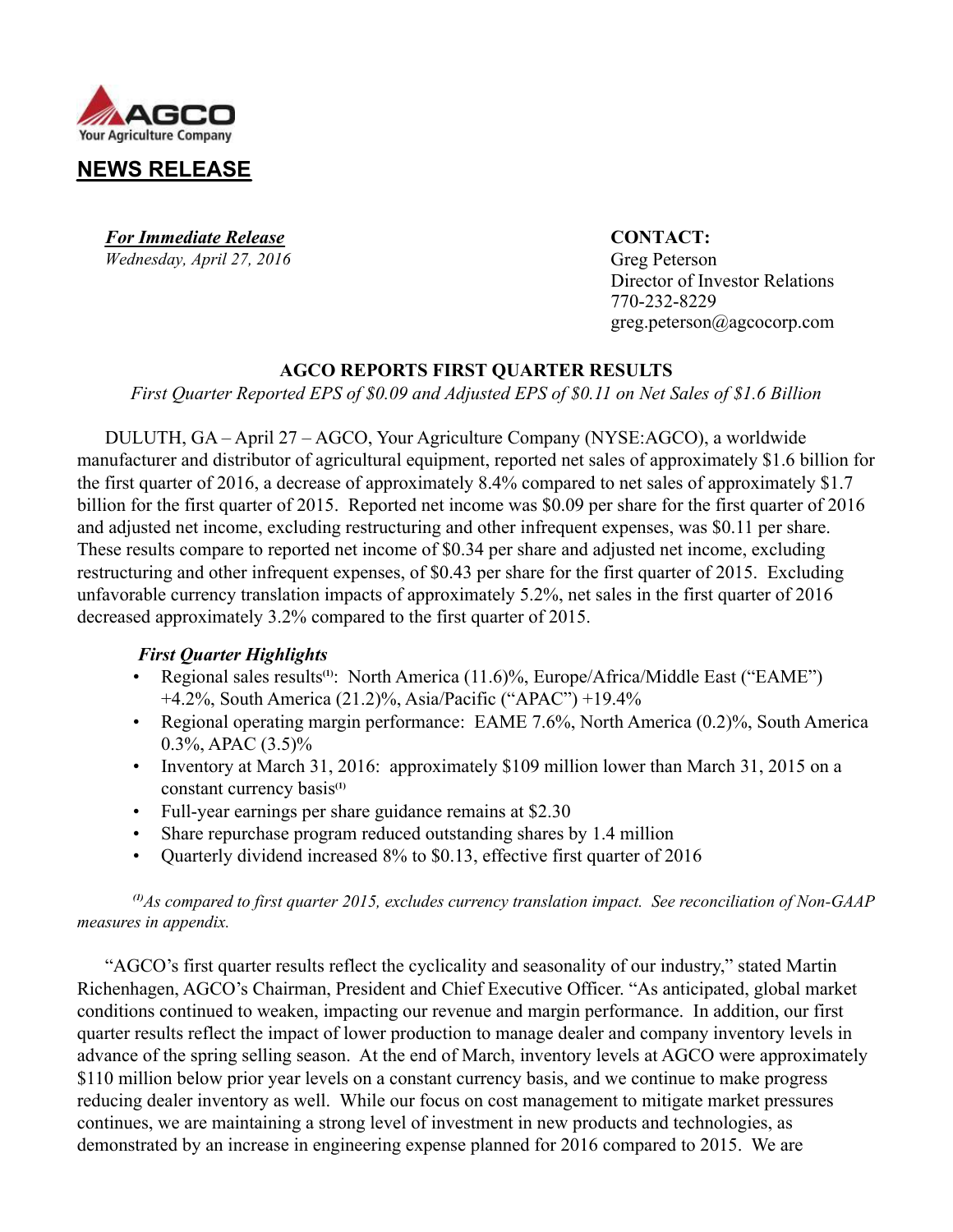**AGCO**
Your Agriculture Company

# NEWS RELEASE

***For Immediate Release***
*Wednesday, April 27, 2016*

**CONTACT:**
Greg Peterson
Director of Investor Relations
770-232-8229
greg.peterson@agcocorp.com

## AGCO REPORTS FIRST QUARTER RESULTS

*First Quarter Reported EPS of $0.09 and Adjusted EPS of $0.11 on Net Sales of $1.6 Billion*

DULUTH, GA – April 27 – AGCO, Your Agriculture Company (NYSE:AGCO), a worldwide manufacturer and distributor of agricultural equipment, reported net sales of approximately $1.6 billion for the first quarter of 2016, a decrease of approximately 8.4% compared to net sales of approximately $1.7 billion for the first quarter of 2015. Reported net income was $0.09 per share for the first quarter of 2016 and adjusted net income, excluding restructuring and other infrequent expenses, was $0.11 per share. These results compare to reported net income of $0.34 per share and adjusted net income, excluding restructuring and other infrequent expenses, of $0.43 per share for the first quarter of 2015. Excluding unfavorable currency translation impacts of approximately 5.2%, net sales in the first quarter of 2016 decreased approximately 3.2% compared to the first quarter of 2015.

***First Quarter Highlights***

- Regional sales results[(1)]: North America (11.6)%, Europe/Africa/Middle East ("EAME") +4.2%, South America (21.2)%, Asia/Pacific ("APAC") +19.4%
- Regional operating margin performance: EAME 7.6%, North America (0.2)%, South America 0.3%, APAC (3.5)%
- Inventory at March 31, 2016: approximately $109 million lower than March 31, 2015 on a constant currency basis[(1)]
- Full-year earnings per share guidance remains at $2.30
- Share repurchase program reduced outstanding shares by 1.4 million
- Quarterly dividend increased 8% to $0.13, effective first quarter of 2016

*[(1)]As compared to first quarter 2015, excludes currency translation impact. See reconciliation of Non-GAAP measures in appendix.*

"AGCO's first quarter results reflect the cyclicality and seasonality of our industry," stated Martin Richenhagen, AGCO's Chairman, President and Chief Executive Officer. "As anticipated, global market conditions continued to weaken, impacting our revenue and margin performance. In addition, our first quarter results reflect the impact of lower production to manage dealer and company inventory levels in advance of the spring selling season. At the end of March, inventory levels at AGCO were approximately $110 million below prior year levels on a constant currency basis, and we continue to make progress reducing dealer inventory as well. While our focus on cost management to mitigate market pressures continues, we are maintaining a strong level of investment in new products and technologies, as demonstrated by an increase in engineering expense planned for 2016 compared to 2015. We are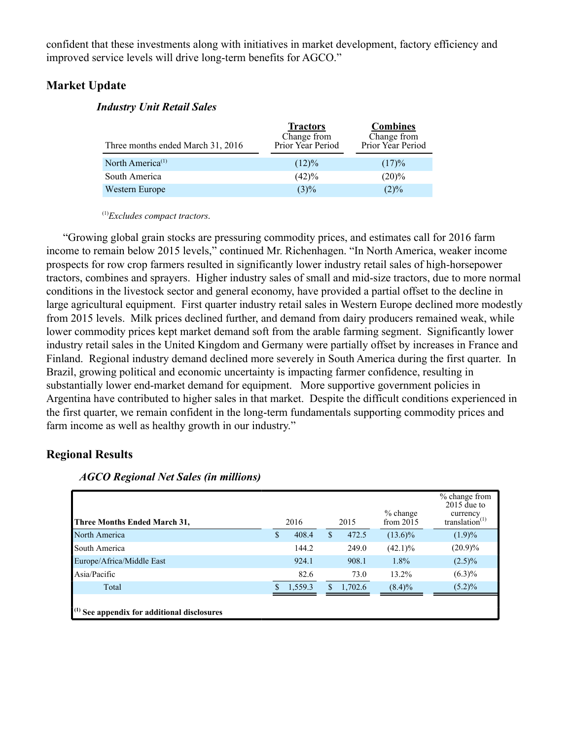confident that these investments along with initiatives in market development, factory efficiency and improved service levels will drive long-term benefits for AGCO."

## Market Update

### *Industry Unit Retail Sales*

| Three months ended March 31, 2016 | Tractors Change from Prior Year Period | Combines Change from Prior Year Period |
|---|---|---|
| North America[(1)] | (12)% | (17)% |
| South America | (42)% | (20)% |
| Western Europe | (3)% | (2)% |

[(1)]*Excludes compact tractors.*

"Growing global grain stocks are pressuring commodity prices, and estimates call for 2016 farm income to remain below 2015 levels," continued Mr. Richenhagen. "In North America, weaker income prospects for row crop farmers resulted in significantly lower industry retail sales of high-horsepower tractors, combines and sprayers. Higher industry sales of small and mid-size tractors, due to more normal conditions in the livestock sector and general economy, have provided a partial offset to the decline in large agricultural equipment. First quarter industry retail sales in Western Europe declined more modestly from 2015 levels. Milk prices declined further, and demand from dairy producers remained weak, while lower commodity prices kept market demand soft from the arable farming segment. Significantly lower industry retail sales in the United Kingdom and Germany were partially offset by increases in France and Finland. Regional industry demand declined more severely in South America during the first quarter. In Brazil, growing political and economic uncertainty is impacting farmer confidence, resulting in substantially lower end-market demand for equipment. More supportive government policies in Argentina have contributed to higher sales in that market. Despite the difficult conditions experienced in the first quarter, we remain confident in the long-term fundamentals supporting commodity prices and farm income as well as healthy growth in our industry."

## Regional Results

### *AGCO Regional Net Sales (in millions)*

| Three Months Ended March 31, | 2016 | 2015 | % change from 2015 | % change from 2015 due to currency translation[(1)] |
|---|---|---|---|---|
| North America | $ 408.4 | $ 472.5 | (13.6)% | (1.9)% |
| South America | 144.2 | 249.0 | (42.1)% | (20.9)% |
| Europe/Africa/Middle East | 924.1 | 908.1 | 1.8% | (2.5)% |
| Asia/Pacific | 82.6 | 73.0 | 13.2% | (6.3)% |
| Total | $ 1,559.3 | $ 1,702.6 | (8.4)% | (5.2)% |

**[(1)] See appendix for additional disclosures**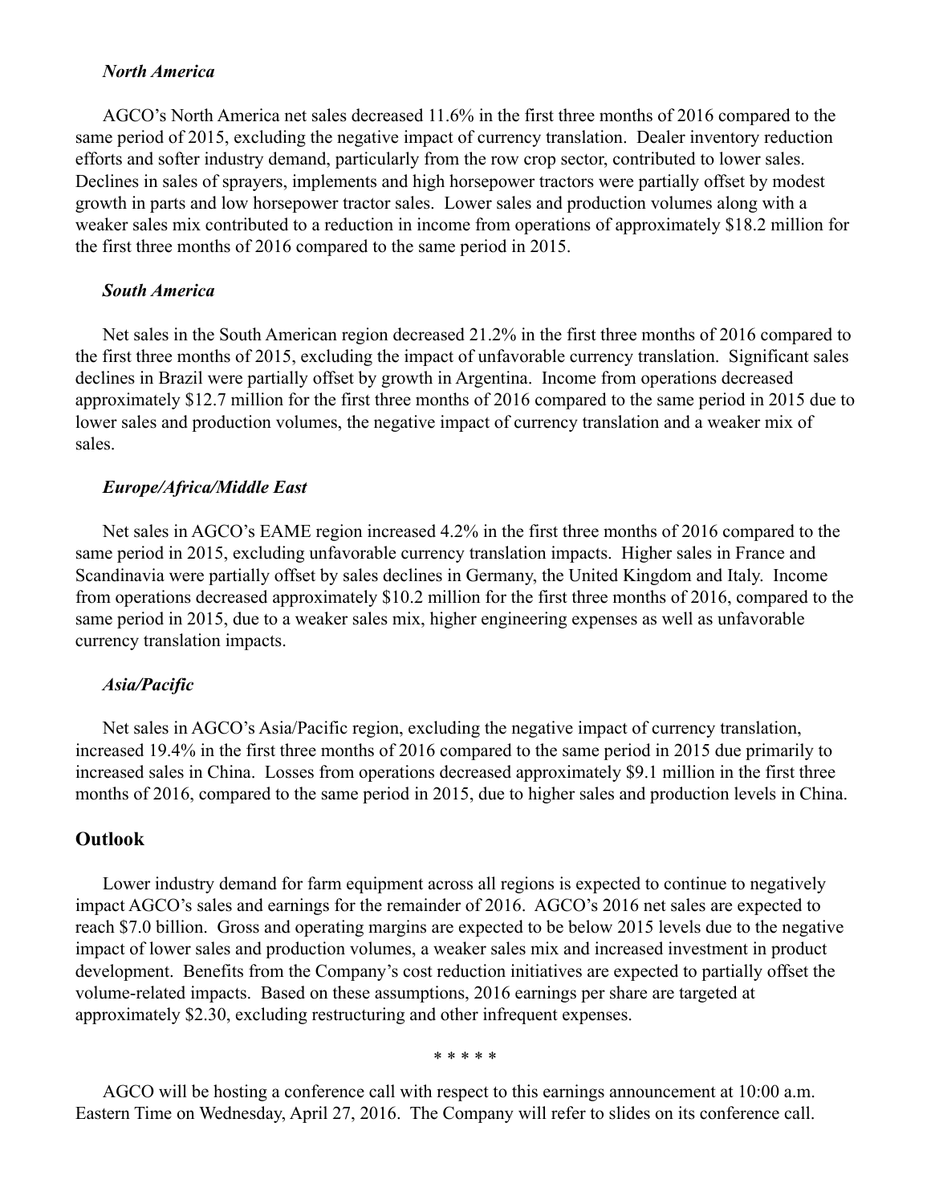### *North America*

AGCO's North America net sales decreased 11.6% in the first three months of 2016 compared to the same period of 2015, excluding the negative impact of currency translation. Dealer inventory reduction efforts and softer industry demand, particularly from the row crop sector, contributed to lower sales. Declines in sales of sprayers, implements and high horsepower tractors were partially offset by modest growth in parts and low horsepower tractor sales. Lower sales and production volumes along with a weaker sales mix contributed to a reduction in income from operations of approximately $18.2 million for the first three months of 2016 compared to the same period in 2015.

### *South America*

Net sales in the South American region decreased 21.2% in the first three months of 2016 compared to the first three months of 2015, excluding the impact of unfavorable currency translation. Significant sales declines in Brazil were partially offset by growth in Argentina. Income from operations decreased approximately $12.7 million for the first three months of 2016 compared to the same period in 2015 due to lower sales and production volumes, the negative impact of currency translation and a weaker mix of sales.

### *Europe/Africa/Middle East*

Net sales in AGCO's EAME region increased 4.2% in the first three months of 2016 compared to the same period in 2015, excluding unfavorable currency translation impacts. Higher sales in France and Scandinavia were partially offset by sales declines in Germany, the United Kingdom and Italy. Income from operations decreased approximately $10.2 million for the first three months of 2016, compared to the same period in 2015, due to a weaker sales mix, higher engineering expenses as well as unfavorable currency translation impacts.

### *Asia/Pacific*

Net sales in AGCO's Asia/Pacific region, excluding the negative impact of currency translation, increased 19.4% in the first three months of 2016 compared to the same period in 2015 due primarily to increased sales in China. Losses from operations decreased approximately $9.1 million in the first three months of 2016, compared to the same period in 2015, due to higher sales and production levels in China.

## Outlook

Lower industry demand for farm equipment across all regions is expected to continue to negatively impact AGCO's sales and earnings for the remainder of 2016. AGCO's 2016 net sales are expected to reach $7.0 billion. Gross and operating margins are expected to be below 2015 levels due to the negative impact of lower sales and production volumes, a weaker sales mix and increased investment in product development. Benefits from the Company's cost reduction initiatives are expected to partially offset the volume-related impacts. Based on these assumptions, 2016 earnings per share are targeted at approximately $2.30, excluding restructuring and other infrequent expenses.

\* \* \* \* \*

AGCO will be hosting a conference call with respect to this earnings announcement at 10:00 a.m. Eastern Time on Wednesday, April 27, 2016. The Company will refer to slides on its conference call.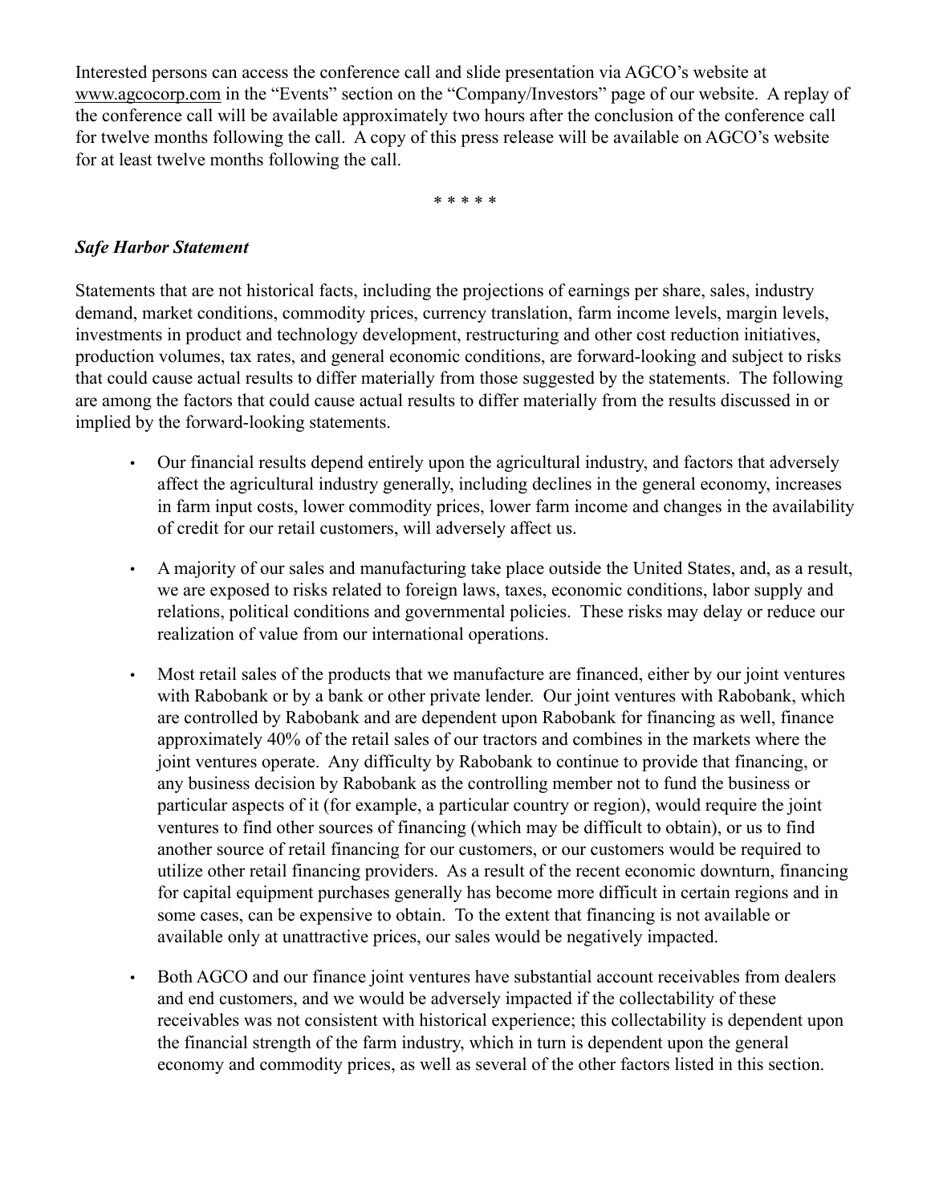Interested persons can access the conference call and slide presentation via AGCO's website at www.agcocorp.com in the "Events" section on the "Company/Investors" page of our website. A replay of the conference call will be available approximately two hours after the conclusion of the conference call for twelve months following the call. A copy of this press release will be available on AGCO's website for at least twelve months following the call.

\* \* \* \* \*

***Safe Harbor Statement***

Statements that are not historical facts, including the projections of earnings per share, sales, industry demand, market conditions, commodity prices, currency translation, farm income levels, margin levels, investments in product and technology development, restructuring and other cost reduction initiatives, production volumes, tax rates, and general economic conditions, are forward-looking and subject to risks that could cause actual results to differ materially from those suggested by the statements. The following are among the factors that could cause actual results to differ materially from the results discussed in or implied by the forward-looking statements.

- Our financial results depend entirely upon the agricultural industry, and factors that adversely affect the agricultural industry generally, including declines in the general economy, increases in farm input costs, lower commodity prices, lower farm income and changes in the availability of credit for our retail customers, will adversely affect us.

- A majority of our sales and manufacturing take place outside the United States, and, as a result, we are exposed to risks related to foreign laws, taxes, economic conditions, labor supply and relations, political conditions and governmental policies. These risks may delay or reduce our realization of value from our international operations.

- Most retail sales of the products that we manufacture are financed, either by our joint ventures with Rabobank or by a bank or other private lender. Our joint ventures with Rabobank, which are controlled by Rabobank and are dependent upon Rabobank for financing as well, finance approximately 40% of the retail sales of our tractors and combines in the markets where the joint ventures operate. Any difficulty by Rabobank to continue to provide that financing, or any business decision by Rabobank as the controlling member not to fund the business or particular aspects of it (for example, a particular country or region), would require the joint ventures to find other sources of financing (which may be difficult to obtain), or us to find another source of retail financing for our customers, or our customers would be required to utilize other retail financing providers. As a result of the recent economic downturn, financing for capital equipment purchases generally has become more difficult in certain regions and in some cases, can be expensive to obtain. To the extent that financing is not available or available only at unattractive prices, our sales would be negatively impacted.

- Both AGCO and our finance joint ventures have substantial account receivables from dealers and end customers, and we would be adversely impacted if the collectability of these receivables was not consistent with historical experience; this collectability is dependent upon the financial strength of the farm industry, which in turn is dependent upon the general economy and commodity prices, as well as several of the other factors listed in this section.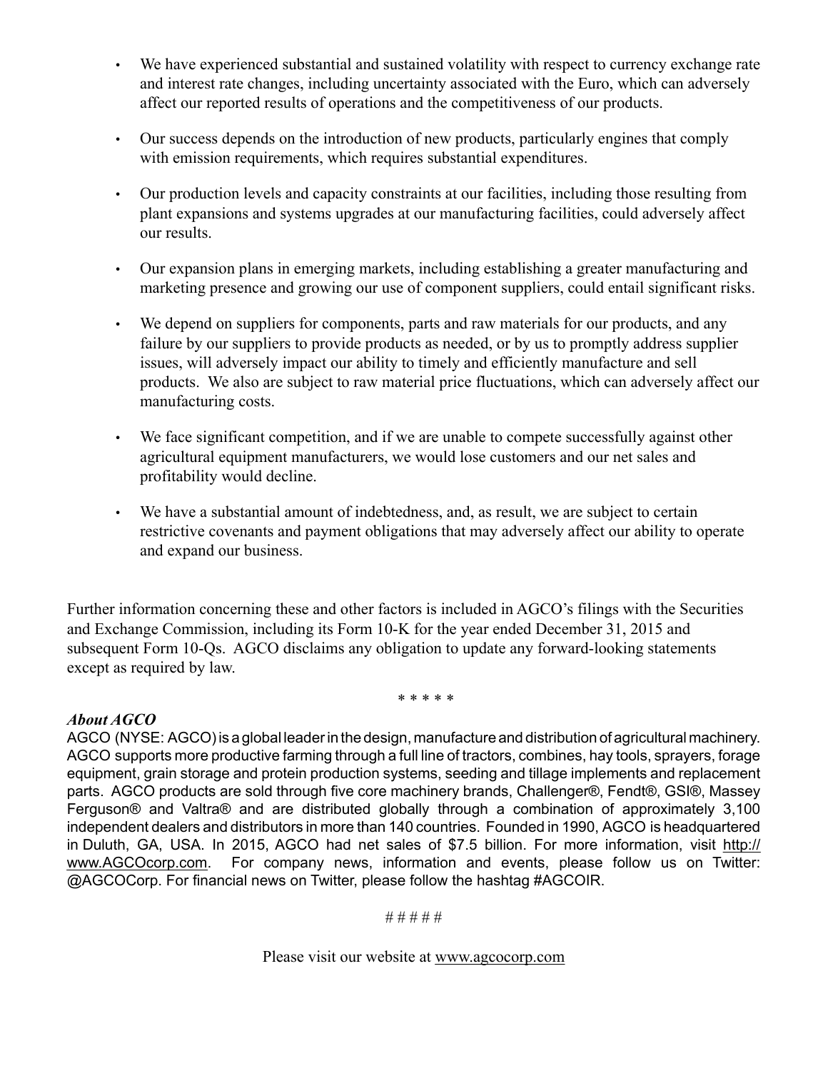- We have experienced substantial and sustained volatility with respect to currency exchange rate and interest rate changes, including uncertainty associated with the Euro, which can adversely affect our reported results of operations and the competitiveness of our products.

- Our success depends on the introduction of new products, particularly engines that comply with emission requirements, which requires substantial expenditures.

- Our production levels and capacity constraints at our facilities, including those resulting from plant expansions and systems upgrades at our manufacturing facilities, could adversely affect our results.

- Our expansion plans in emerging markets, including establishing a greater manufacturing and marketing presence and growing our use of component suppliers, could entail significant risks.

- We depend on suppliers for components, parts and raw materials for our products, and any failure by our suppliers to provide products as needed, or by us to promptly address supplier issues, will adversely impact our ability to timely and efficiently manufacture and sell products. We also are subject to raw material price fluctuations, which can adversely affect our manufacturing costs.

- We face significant competition, and if we are unable to compete successfully against other agricultural equipment manufacturers, we would lose customers and our net sales and profitability would decline.

- We have a substantial amount of indebtedness, and, as result, we are subject to certain restrictive covenants and payment obligations that may adversely affect our ability to operate and expand our business.

Further information concerning these and other factors is included in AGCO's filings with the Securities and Exchange Commission, including its Form 10-K for the year ended December 31, 2015 and subsequent Form 10-Qs. AGCO disclaims any obligation to update any forward-looking statements except as required by law.

\* \* \* \* \*

***About AGCO***

AGCO (NYSE: AGCO) is a global leader in the design, manufacture and distribution of agricultural machinery. AGCO supports more productive farming through a full line of tractors, combines, hay tools, sprayers, forage equipment, grain storage and protein production systems, seeding and tillage implements and replacement parts. AGCO products are sold through five core machinery brands, Challenger®, Fendt®, GSI®, Massey Ferguson® and Valtra® and are distributed globally through a combination of approximately 3,100 independent dealers and distributors in more than 140 countries. Founded in 1990, AGCO is headquartered in Duluth, GA, USA. In 2015, AGCO had net sales of $7.5 billion. For more information, visit http://www.AGCOcorp.com. For company news, information and events, please follow us on Twitter: @AGCOCorp. For financial news on Twitter, please follow the hashtag #AGCOIR.

# # # # #

Please visit our website at www.agcocorp.com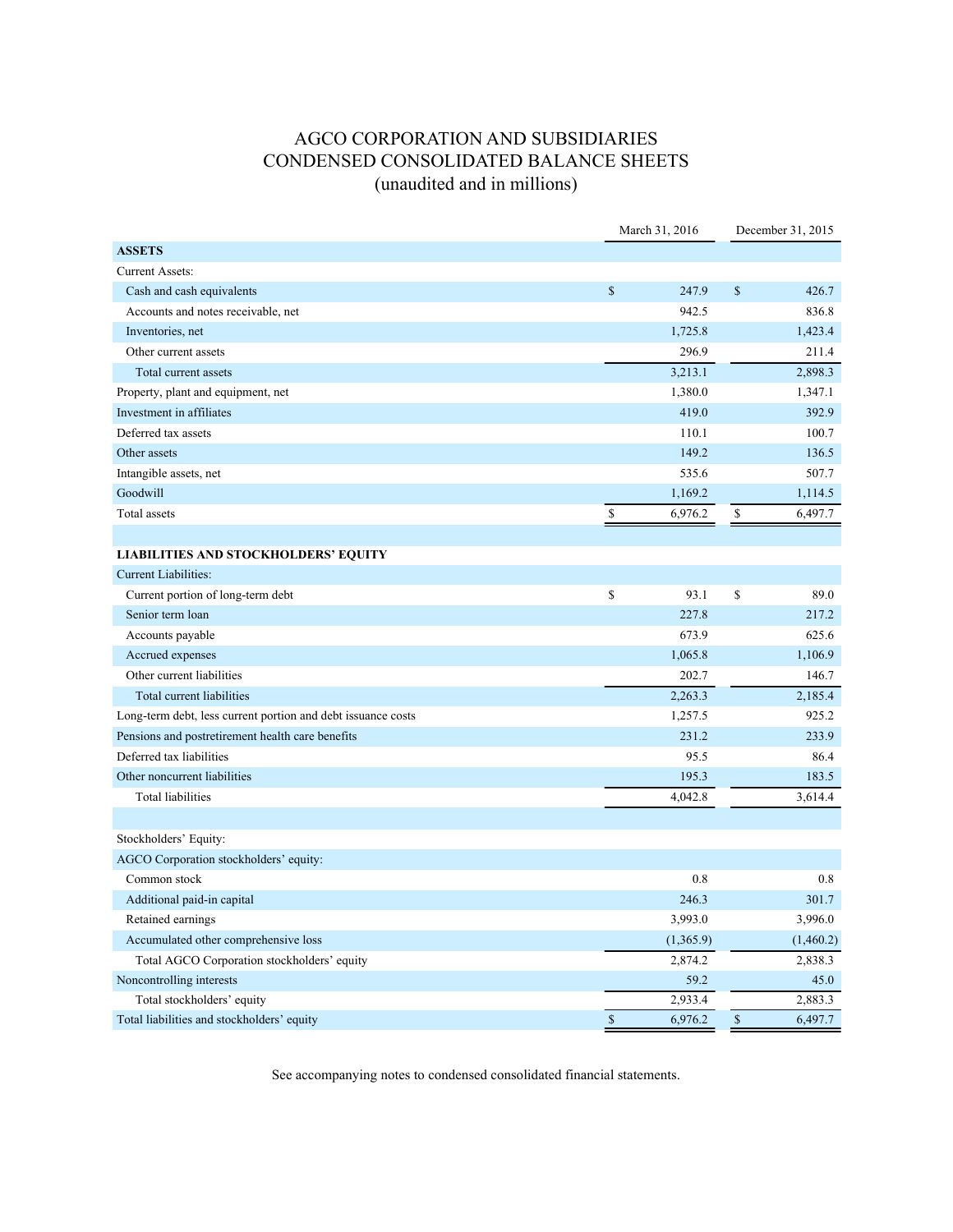# AGCO CORPORATION AND SUBSIDIARIES
## CONDENSED CONSOLIDATED BALANCE SHEETS
### (unaudited and in millions)

| | March 31, 2016 | December 31, 2015 |
|---|---|---|
| **ASSETS** | | |
| Current Assets: | | |
| Cash and cash equivalents | $ 247.9 | $ 426.7 |
| Accounts and notes receivable, net | 942.5 | 836.8 |
| Inventories, net | 1,725.8 | 1,423.4 |
| Other current assets | 296.9 | 211.4 |
| Total current assets | 3,213.1 | 2,898.3 |
| Property, plant and equipment, net | 1,380.0 | 1,347.1 |
| Investment in affiliates | 419.0 | 392.9 |
| Deferred tax assets | 110.1 | 100.7 |
| Other assets | 149.2 | 136.5 |
| Intangible assets, net | 535.6 | 507.7 |
| Goodwill | 1,169.2 | 1,114.5 |
| Total assets | $ 6,976.2 | $ 6,497.7 |
| | | |
| **LIABILITIES AND STOCKHOLDERS' EQUITY** | | |
| Current Liabilities: | | |
| Current portion of long-term debt | $ 93.1 | $ 89.0 |
| Senior term loan | 227.8 | 217.2 |
| Accounts payable | 673.9 | 625.6 |
| Accrued expenses | 1,065.8 | 1,106.9 |
| Other current liabilities | 202.7 | 146.7 |
| Total current liabilities | 2,263.3 | 2,185.4 |
| Long-term debt, less current portion and debt issuance costs | 1,257.5 | 925.2 |
| Pensions and postretirement health care benefits | 231.2 | 233.9 |
| Deferred tax liabilities | 95.5 | 86.4 |
| Other noncurrent liabilities | 195.3 | 183.5 |
| Total liabilities | 4,042.8 | 3,614.4 |
| | | |
| Stockholders' Equity: | | |
| AGCO Corporation stockholders' equity: | | |
| Common stock | 0.8 | 0.8 |
| Additional paid-in capital | 246.3 | 301.7 |
| Retained earnings | 3,993.0 | 3,996.0 |
| Accumulated other comprehensive loss | (1,365.9) | (1,460.2) |
| Total AGCO Corporation stockholders' equity | 2,874.2 | 2,838.3 |
| Noncontrolling interests | 59.2 | 45.0 |
| Total stockholders' equity | 2,933.4 | 2,883.3 |
| Total liabilities and stockholders' equity | $ 6,976.2 | $ 6,497.7 |

See accompanying notes to condensed consolidated financial statements.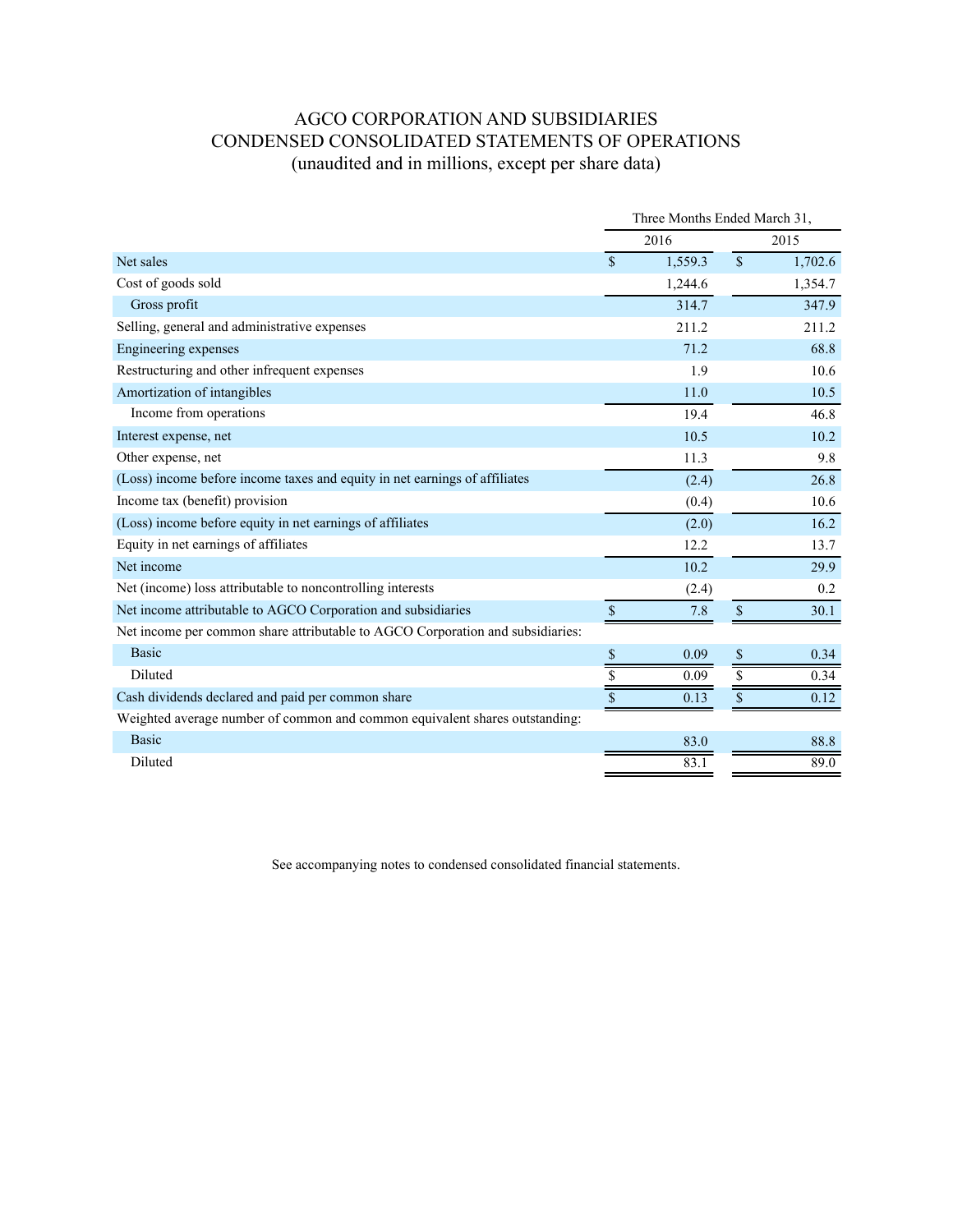# AGCO CORPORATION AND SUBSIDIARIES
## CONDENSED CONSOLIDATED STATEMENTS OF OPERATIONS
### (unaudited and in millions, except per share data)

| | Three Months Ended March 31, | |
|---|---|---|
| | 2016 | 2015 |
| Net sales | $ 1,559.3 | $ 1,702.6 |
| Cost of goods sold | 1,244.6 | 1,354.7 |
| Gross profit | 314.7 | 347.9 |
| Selling, general and administrative expenses | 211.2 | 211.2 |
| Engineering expenses | 71.2 | 68.8 |
| Restructuring and other infrequent expenses | 1.9 | 10.6 |
| Amortization of intangibles | 11.0 | 10.5 |
| Income from operations | 19.4 | 46.8 |
| Interest expense, net | 10.5 | 10.2 |
| Other expense, net | 11.3 | 9.8 |
| (Loss) income before income taxes and equity in net earnings of affiliates | (2.4) | 26.8 |
| Income tax (benefit) provision | (0.4) | 10.6 |
| (Loss) income before equity in net earnings of affiliates | (2.0) | 16.2 |
| Equity in net earnings of affiliates | 12.2 | 13.7 |
| Net income | 10.2 | 29.9 |
| Net (income) loss attributable to noncontrolling interests | (2.4) | 0.2 |
| Net income attributable to AGCO Corporation and subsidiaries | $ 7.8 | $ 30.1 |
| Net income per common share attributable to AGCO Corporation and subsidiaries: | | |
| Basic | $ 0.09 | $ 0.34 |
| Diluted | $ 0.09 | $ 0.34 |
| Cash dividends declared and paid per common share | $ 0.13 | $ 0.12 |
| Weighted average number of common and common equivalent shares outstanding: | | |
| Basic | 83.0 | 88.8 |
| Diluted | 83.1 | 89.0 |

See accompanying notes to condensed consolidated financial statements.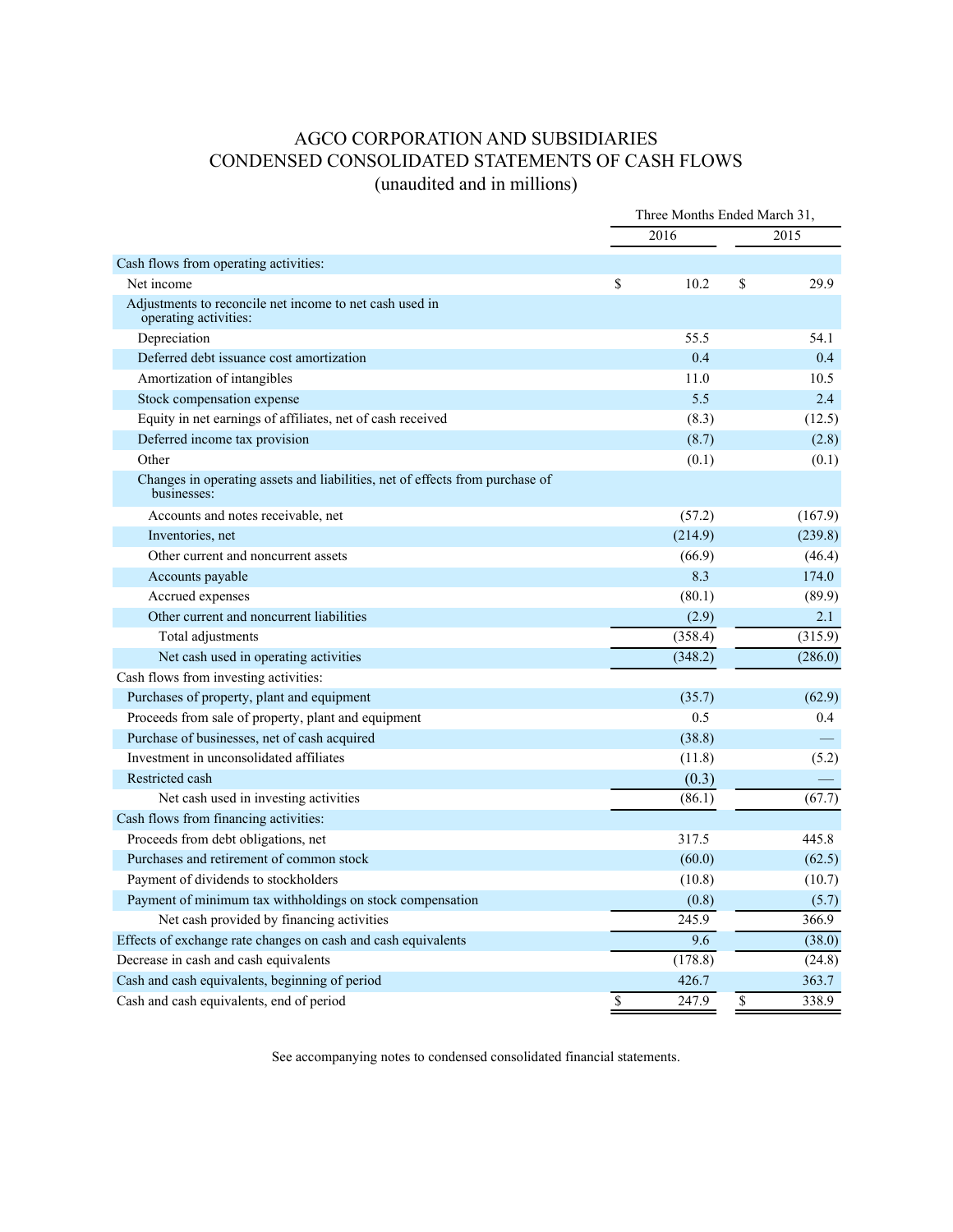# AGCO CORPORATION AND SUBSIDIARIES
## CONDENSED CONSOLIDATED STATEMENTS OF CASH FLOWS
### (unaudited and in millions)

| | Three Months Ended March 31, | |
|---|---|---|
| | 2016 | 2015 |
| **Cash flows from operating activities:** | | |
| Net income | $ 10.2 | $ 29.9 |
| Adjustments to reconcile net income to net cash used in operating activities: | | |
| Depreciation | 55.5 | 54.1 |
| Deferred debt issuance cost amortization | 0.4 | 0.4 |
| Amortization of intangibles | 11.0 | 10.5 |
| Stock compensation expense | 5.5 | 2.4 |
| Equity in net earnings of affiliates, net of cash received | (8.3) | (12.5) |
| Deferred income tax provision | (8.7) | (2.8) |
| Other | (0.1) | (0.1) |
| Changes in operating assets and liabilities, net of effects from purchase of businesses: | | |
| Accounts and notes receivable, net | (57.2) | (167.9) |
| Inventories, net | (214.9) | (239.8) |
| Other current and noncurrent assets | (66.9) | (46.4) |
| Accounts payable | 8.3 | 174.0 |
| Accrued expenses | (80.1) | (89.9) |
| Other current and noncurrent liabilities | (2.9) | 2.1 |
| Total adjustments | (358.4) | (315.9) |
| Net cash used in operating activities | (348.2) | (286.0) |
| **Cash flows from investing activities:** | | |
| Purchases of property, plant and equipment | (35.7) | (62.9) |
| Proceeds from sale of property, plant and equipment | 0.5 | 0.4 |
| Purchase of businesses, net of cash acquired | (38.8) | — |
| Investment in unconsolidated affiliates | (11.8) | (5.2) |
| Restricted cash | (0.3) | — |
| Net cash used in investing activities | (86.1) | (67.7) |
| **Cash flows from financing activities:** | | |
| Proceeds from debt obligations, net | 317.5 | 445.8 |
| Purchases and retirement of common stock | (60.0) | (62.5) |
| Payment of dividends to stockholders | (10.8) | (10.7) |
| Payment of minimum tax withholdings on stock compensation | (0.8) | (5.7) |
| Net cash provided by financing activities | 245.9 | 366.9 |
| Effects of exchange rate changes on cash and cash equivalents | 9.6 | (38.0) |
| Decrease in cash and cash equivalents | (178.8) | (24.8) |
| Cash and cash equivalents, beginning of period | 426.7 | 363.7 |
| Cash and cash equivalents, end of period | $ 247.9 | $ 338.9 |

See accompanying notes to condensed consolidated financial statements.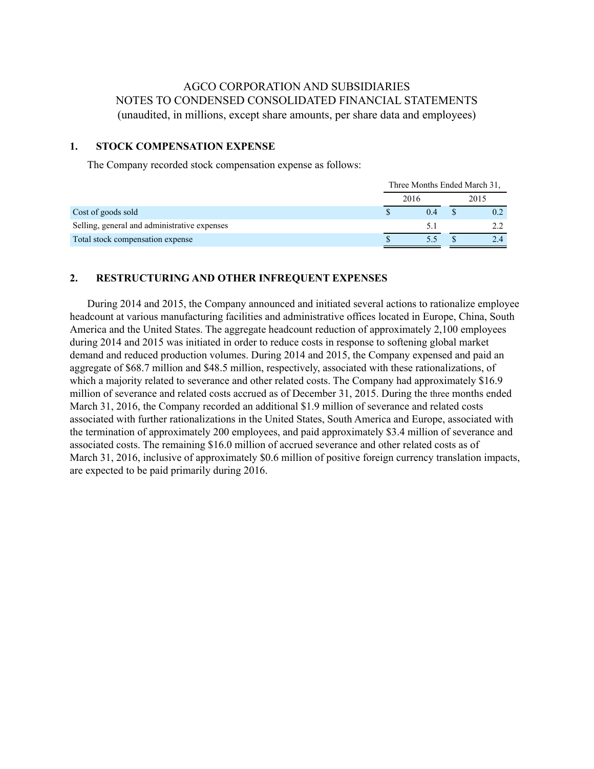AGCO CORPORATION AND SUBSIDIARIES
NOTES TO CONDENSED CONSOLIDATED FINANCIAL STATEMENTS
(unaudited, in millions, except share amounts, per share data and employees)

## 1. STOCK COMPENSATION EXPENSE

The Company recorded stock compensation expense as follows:

| | Three Months Ended March 31, | |
|---|---|---|
| | 2016 | 2015 |
| Cost of goods sold | $ 0.4 | $ 0.2 |
| Selling, general and administrative expenses | 5.1 | 2.2 |
| Total stock compensation expense | $ 5.5 | $ 2.4 |

## 2. RESTRUCTURING AND OTHER INFREQUENT EXPENSES

During 2014 and 2015, the Company announced and initiated several actions to rationalize employee headcount at various manufacturing facilities and administrative offices located in Europe, China, South America and the United States. The aggregate headcount reduction of approximately 2,100 employees during 2014 and 2015 was initiated in order to reduce costs in response to softening global market demand and reduced production volumes. During 2014 and 2015, the Company expensed and paid an aggregate of $68.7 million and $48.5 million, respectively, associated with these rationalizations, of which a majority related to severance and other related costs. The Company had approximately $16.9 million of severance and related costs accrued as of December 31, 2015. During the three months ended March 31, 2016, the Company recorded an additional $1.9 million of severance and related costs associated with further rationalizations in the United States, South America and Europe, associated with the termination of approximately 200 employees, and paid approximately $3.4 million of severance and associated costs. The remaining $16.0 million of accrued severance and other related costs as of March 31, 2016, inclusive of approximately $0.6 million of positive foreign currency translation impacts, are expected to be paid primarily during 2016.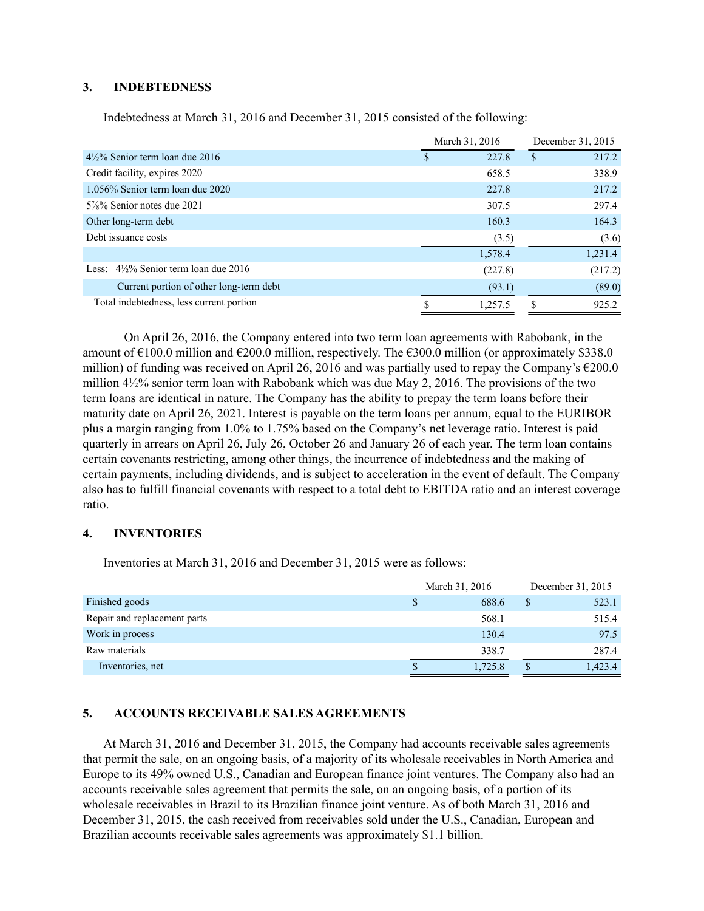### 3. INDEBTEDNESS

Indebtedness at March 31, 2016 and December 31, 2015 consisted of the following:

| | March 31, 2016 | December 31, 2015 |
|---|---|---|
| 4½% Senior term loan due 2016 | $ 227.8 | $ 217.2 |
| Credit facility, expires 2020 | 658.5 | 338.9 |
| 1.056% Senior term loan due 2020 | 227.8 | 217.2 |
| 5⅞% Senior notes due 2021 | 307.5 | 297.4 |
| Other long-term debt | 160.3 | 164.3 |
| Debt issuance costs | (3.5) | (3.6) |
| | 1,578.4 | 1,231.4 |
| Less: 4½% Senior term loan due 2016 | (227.8) | (217.2) |
| Current portion of other long-term debt | (93.1) | (89.0) |
| Total indebtedness, less current portion | $ 1,257.5 | $ 925.2 |

On April 26, 2016, the Company entered into two term loan agreements with Rabobank, in the amount of €100.0 million and €200.0 million, respectively. The €300.0 million (or approximately $338.0 million) of funding was received on April 26, 2016 and was partially used to repay the Company's €200.0 million 4½% senior term loan with Rabobank which was due May 2, 2016. The provisions of the two term loans are identical in nature. The Company has the ability to prepay the term loans before their maturity date on April 26, 2021. Interest is payable on the term loans per annum, equal to the EURIBOR plus a margin ranging from 1.0% to 1.75% based on the Company's net leverage ratio. Interest is paid quarterly in arrears on April 26, July 26, October 26 and January 26 of each year. The term loan contains certain covenants restricting, among other things, the incurrence of indebtedness and the making of certain payments, including dividends, and is subject to acceleration in the event of default. The Company also has to fulfill financial covenants with respect to a total debt to EBITDA ratio and an interest coverage ratio.

### 4. INVENTORIES

Inventories at March 31, 2016 and December 31, 2015 were as follows:

| | March 31, 2016 | December 31, 2015 |
|---|---|---|
| Finished goods | $ 688.6 | $ 523.1 |
| Repair and replacement parts | 568.1 | 515.4 |
| Work in process | 130.4 | 97.5 |
| Raw materials | 338.7 | 287.4 |
| Inventories, net | $ 1,725.8 | $ 1,423.4 |

### 5. ACCOUNTS RECEIVABLE SALES AGREEMENTS

At March 31, 2016 and December 31, 2015, the Company had accounts receivable sales agreements that permit the sale, on an ongoing basis, of a majority of its wholesale receivables in North America and Europe to its 49% owned U.S., Canadian and European finance joint ventures. The Company also had an accounts receivable sales agreement that permits the sale, on an ongoing basis, of a portion of its wholesale receivables in Brazil to its Brazilian finance joint venture. As of both March 31, 2016 and December 31, 2015, the cash received from receivables sold under the U.S., Canadian, European and Brazilian accounts receivable sales agreements was approximately $1.1 billion.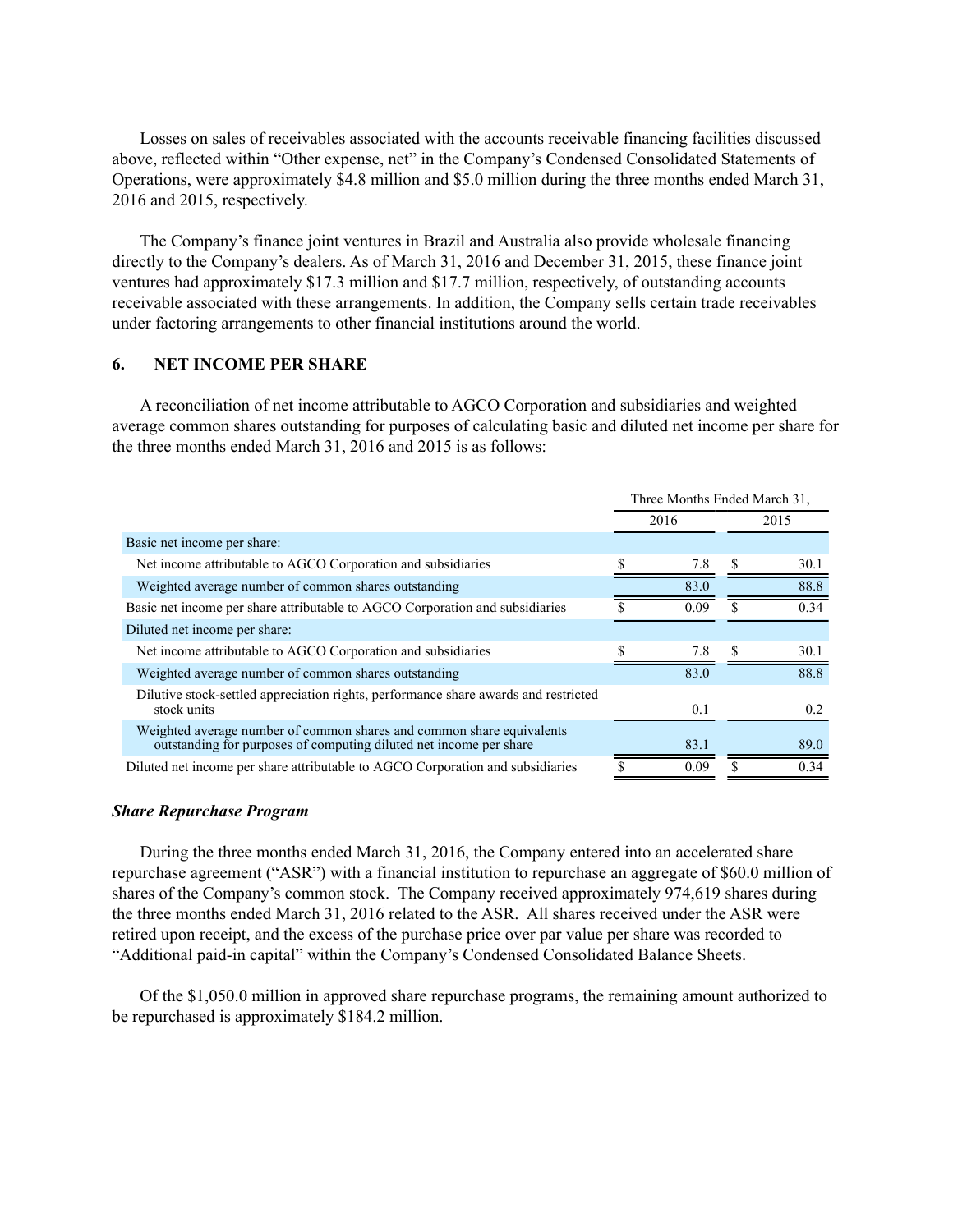Losses on sales of receivables associated with the accounts receivable financing facilities discussed above, reflected within "Other expense, net" in the Company's Condensed Consolidated Statements of Operations, were approximately $4.8 million and $5.0 million during the three months ended March 31, 2016 and 2015, respectively.

The Company's finance joint ventures in Brazil and Australia also provide wholesale financing directly to the Company's dealers. As of March 31, 2016 and December 31, 2015, these finance joint ventures had approximately $17.3 million and $17.7 million, respectively, of outstanding accounts receivable associated with these arrangements. In addition, the Company sells certain trade receivables under factoring arrangements to other financial institutions around the world.

## 6. NET INCOME PER SHARE

A reconciliation of net income attributable to AGCO Corporation and subsidiaries and weighted average common shares outstanding for purposes of calculating basic and diluted net income per share for the three months ended March 31, 2016 and 2015 is as follows:

| | Three Months Ended March 31, | |
|---|---|---|
| | 2016 | 2015 |
| Basic net income per share: | | |
| Net income attributable to AGCO Corporation and subsidiaries | $ 7.8 | $ 30.1 |
| Weighted average number of common shares outstanding | 83.0 | 88.8 |
| Basic net income per share attributable to AGCO Corporation and subsidiaries | $ 0.09 | $ 0.34 |
| Diluted net income per share: | | |
| Net income attributable to AGCO Corporation and subsidiaries | $ 7.8 | $ 30.1 |
| Weighted average number of common shares outstanding | 83.0 | 88.8 |
| Dilutive stock-settled appreciation rights, performance share awards and restricted stock units | 0.1 | 0.2 |
| Weighted average number of common shares and common share equivalents outstanding for purposes of computing diluted net income per share | 83.1 | 89.0 |
| Diluted net income per share attributable to AGCO Corporation and subsidiaries | $ 0.09 | $ 0.34 |

***Share Repurchase Program***

During the three months ended March 31, 2016, the Company entered into an accelerated share repurchase agreement ("ASR") with a financial institution to repurchase an aggregate of $60.0 million of shares of the Company's common stock. The Company received approximately 974,619 shares during the three months ended March 31, 2016 related to the ASR. All shares received under the ASR were retired upon receipt, and the excess of the purchase price over par value per share was recorded to "Additional paid-in capital" within the Company's Condensed Consolidated Balance Sheets.

Of the $1,050.0 million in approved share repurchase programs, the remaining amount authorized to be repurchased is approximately $184.2 million.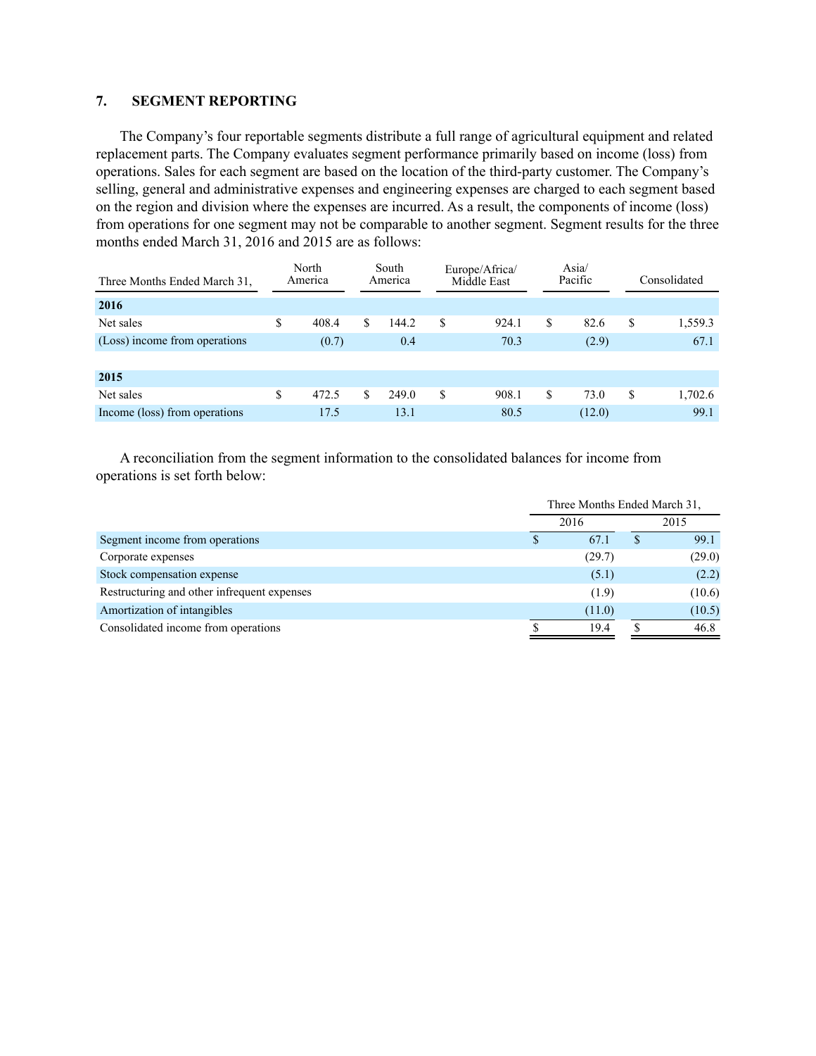## 7. SEGMENT REPORTING

The Company's four reportable segments distribute a full range of agricultural equipment and related replacement parts. The Company evaluates segment performance primarily based on income (loss) from operations. Sales for each segment are based on the location of the third-party customer. The Company's selling, general and administrative expenses and engineering expenses are charged to each segment based on the region and division where the expenses are incurred. As a result, the components of income (loss) from operations for one segment may not be comparable to another segment. Segment results for the three months ended March 31, 2016 and 2015 are as follows:

| Three Months Ended March 31, | North America | South America | Europe/Africa/ Middle East | Asia/ Pacific | Consolidated |
|---|---|---|---|---|---|
| **2016** | | | | | |
| Net sales | $ 408.4 | $ 144.2 | $ 924.1 | $ 82.6 | $ 1,559.3 |
| (Loss) income from operations | (0.7) | 0.4 | 70.3 | (2.9) | 67.1 |
| | | | | | |
| **2015** | | | | | |
| Net sales | $ 472.5 | $ 249.0 | $ 908.1 | $ 73.0 | $ 1,702.6 |
| Income (loss) from operations | 17.5 | 13.1 | 80.5 | (12.0) | 99.1 |

A reconciliation from the segment information to the consolidated balances for income from operations is set forth below:

| | Three Months Ended March 31, | |
|---|---|---|
| | 2016 | 2015 |
| Segment income from operations | $ 67.1 | $ 99.1 |
| Corporate expenses | (29.7) | (29.0) |
| Stock compensation expense | (5.1) | (2.2) |
| Restructuring and other infrequent expenses | (1.9) | (10.6) |
| Amortization of intangibles | (11.0) | (10.5) |
| Consolidated income from operations | $ 19.4 | $ 46.8 |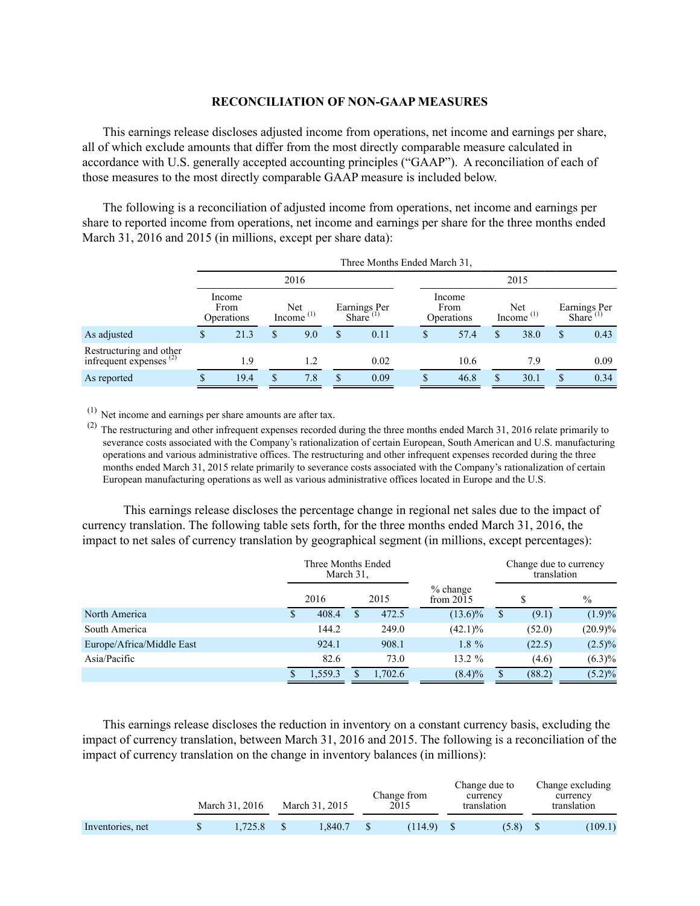## RECONCILIATION OF NON-GAAP MEASURES

This earnings release discloses adjusted income from operations, net income and earnings per share, all of which exclude amounts that differ from the most directly comparable measure calculated in accordance with U.S. generally accepted accounting principles ("GAAP"). A reconciliation of each of those measures to the most directly comparable GAAP measure is included below.

The following is a reconciliation of adjusted income from operations, net income and earnings per share to reported income from operations, net income and earnings per share for the three months ended March 31, 2016 and 2015 (in millions, except per share data):

| | Three Months Ended March 31, | | | | | |
|---|---|---|---|---|---|---|
| | 2016 | | | 2015 | | |
| | Income From Operations | Net Income (1) | Earnings Per Share (1) | Income From Operations | Net Income (1) | Earnings Per Share (1) |
| As adjusted | $ 21.3 | $ 9.0 | $ 0.11 | $ 57.4 | $ 38.0 | $ 0.43 |
| Restructuring and other infrequent expenses (2) | 1.9 | 1.2 | 0.02 | 10.6 | 7.9 | 0.09 |
| As reported | $ 19.4 | $ 7.8 | $ 0.09 | $ 46.8 | $ 30.1 | $ 0.34 |

(1) Net income and earnings per share amounts are after tax.

(2) The restructuring and other infrequent expenses recorded during the three months ended March 31, 2016 relate primarily to severance costs associated with the Company's rationalization of certain European, South American and U.S. manufacturing operations and various administrative offices. The restructuring and other infrequent expenses recorded during the three months ended March 31, 2015 relate primarily to severance costs associated with the Company's rationalization of certain European manufacturing operations as well as various administrative offices located in Europe and the U.S.

This earnings release discloses the percentage change in regional net sales due to the impact of currency translation. The following table sets forth, for the three months ended March 31, 2016, the impact to net sales of currency translation by geographical segment (in millions, except percentages):

| | Three Months Ended March 31, | | | Change due to currency translation | |
|---|---|---|---|---|---|
| | 2016 | 2015 | % change from 2015 | $ | % |
| North America | $ 408.4 | $ 472.5 | (13.6)% | $ (9.1) | (1.9)% |
| South America | 144.2 | 249.0 | (42.1)% | (52.0) | (20.9)% |
| Europe/Africa/Middle East | 924.1 | 908.1 | 1.8 % | (22.5) | (2.5)% |
| Asia/Pacific | 82.6 | 73.0 | 13.2 % | (4.6) | (6.3)% |
| | $ 1,559.3 | $ 1,702.6 | (8.4)% | $ (88.2) | (5.2)% |

This earnings release discloses the reduction in inventory on a constant currency basis, excluding the impact of currency translation, between March 31, 2016 and 2015. The following is a reconciliation of the impact of currency translation on the change in inventory balances (in millions):

| | March 31, 2016 | March 31, 2015 | Change from 2015 | Change due to currency translation | Change excluding currency translation |
|---|---|---|---|---|---|
| Inventories, net | $ 1,725.8 | $ 1,840.7 | $ (114.9) | $ (5.8) | $ (109.1) |